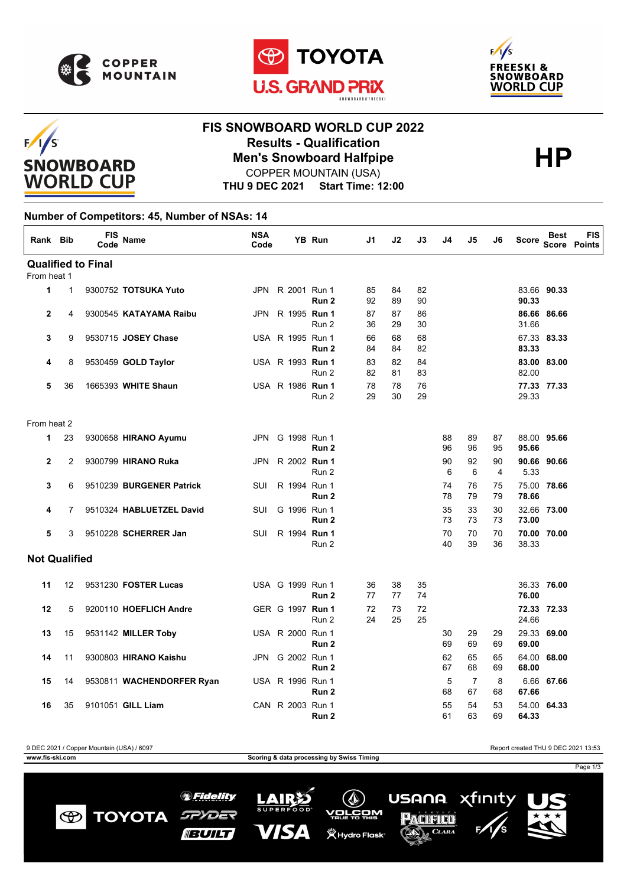# FIS SNOWBOARD WORLD CUP 2022

## Results - Qualification

## Men's Snowboard Halfpipe

**HP**

COPPER MOUNTAIN (USA)

**THU 9 DEC 2021 Start Time: 12:00**

### Number of Competitors: 45, Number of NSAs: 14

| Rank | Bib | FIS Code | Name | NSA Code | | YB | Run | J1 | J2 | J3 | J4 | J5 | J6 | Score | Best Score | FIS Points |
|---|---|---|---|---|---|---|---|---|---|---|---|---|---|---|---|---|
| **Qualified to Final** | | | | | | | | | | | | | | | | |
| From heat 1 | | | | | | | | | | | | | | | | |
| 1 | 1 | 9300752 | **TOTSUKA Yuto** | JPN | R | 2001 | Run 1 | 85 | 84 | 82 | | | | 83.66 | **90.33** | |
| | | | | | | | **Run 2** | 92 | 89 | 90 | | | | **90.33** | | |
| 2 | 4 | 9300545 | **KATAYAMA Raibu** | JPN | R | 1995 | **Run 1** | 87 | 87 | 86 | | | | **86.66** | **86.66** | |
| | | | | | | | Run 2 | 36 | 29 | 30 | | | | 31.66 | | |
| 3 | 9 | 9530715 | **JOSEY Chase** | USA | R | 1995 | Run 1 | 66 | 68 | 68 | | | | 67.33 | **83.33** | |
| | | | | | | | **Run 2** | 84 | 84 | 82 | | | | **83.33** | | |
| 4 | 8 | 9530459 | **GOLD Taylor** | USA | R | 1993 | **Run 1** | 83 | 82 | 84 | | | | **83.00** | **83.00** | |
| | | | | | | | Run 2 | 82 | 81 | 83 | | | | 82.00 | | |
| 5 | 36 | 1665393 | **WHITE Shaun** | USA | R | 1986 | **Run 1** | 78 | 78 | 76 | | | | **77.33** | **77.33** | |
| | | | | | | | Run 2 | 29 | 30 | 29 | | | | 29.33 | | |
| From heat 2 | | | | | | | | | | | | | | | | |
| 1 | 23 | 9300658 | **HIRANO Ayumu** | JPN | G | 1998 | Run 1 | | | | 88 | 89 | 87 | 88.00 | **95.66** | |
| | | | | | | | **Run 2** | | | | 96 | 96 | 95 | **95.66** | | |
| 2 | 2 | 9300799 | **HIRANO Ruka** | JPN | R | 2002 | **Run 1** | | | | 90 | 92 | 90 | **90.66** | **90.66** | |
| | | | | | | | Run 2 | | | | 6 | 6 | 4 | 5.33 | | |
| 3 | 6 | 9510239 | **BURGENER Patrick** | SUI | R | 1994 | Run 1 | | | | 74 | 76 | 75 | 75.00 | **78.66** | |
| | | | | | | | **Run 2** | | | | 78 | 79 | 79 | **78.66** | | |
| 4 | 7 | 9510324 | **HABLUETZEL David** | SUI | G | 1996 | Run 1 | | | | 35 | 33 | 30 | 32.66 | **73.00** | |
| | | | | | | | **Run 2** | | | | 73 | 73 | 73 | **73.00** | | |
| 5 | 3 | 9510228 | **SCHERRER Jan** | SUI | R | 1994 | **Run 1** | | | | 70 | 70 | 70 | **70.00** | **70.00** | |
| | | | | | | | Run 2 | | | | 40 | 39 | 36 | 38.33 | | |
| **Not Qualified** | | | | | | | | | | | | | | | | |
| 11 | 12 | 9531230 | **FOSTER Lucas** | USA | G | 1999 | Run 1 | 36 | 38 | 35 | | | | 36.33 | **76.00** | |
| | | | | | | | **Run 2** | 77 | 77 | 74 | | | | **76.00** | | |
| 12 | 5 | 9200110 | **HOEFLICH Andre** | GER | G | 1997 | **Run 1** | 72 | 73 | 72 | | | | **72.33** | **72.33** | |
| | | | | | | | Run 2 | 24 | 25 | 25 | | | | 24.66 | | |
| 13 | 15 | 9531142 | **MILLER Toby** | USA | R | 2000 | Run 1 | | | | 30 | 29 | 29 | 29.33 | **69.00** | |
| | | | | | | | **Run 2** | | | | 69 | 69 | 69 | **69.00** | | |
| 14 | 11 | 9300803 | **HIRANO Kaishu** | JPN | G | 2002 | Run 1 | | | | 62 | 65 | 65 | 64.00 | **68.00** | |
| | | | | | | | **Run 2** | | | | 67 | 68 | 69 | **68.00** | | |
| 15 | 14 | 9530811 | **WACHENDORFER Ryan** | USA | R | 1996 | Run 1 | | | | 5 | 7 | 8 | 6.66 | **67.66** | |
| | | | | | | | **Run 2** | | | | 68 | 67 | 68 | **67.66** | | |
| 16 | 35 | 9101051 | **GILL Liam** | CAN | R | 2003 | Run 1 | | | | 55 | 54 | 53 | 54.00 | **64.33** | |
| | | | | | | | **Run 2** | | | | 61 | 63 | 69 | **64.33** | | |

9 DEC 2021 / Copper Mountain (USA) / 6097

Report created THU 9 DEC 2021 13:53

www.fis-ski.com

Scoring & data processing by Swiss Timing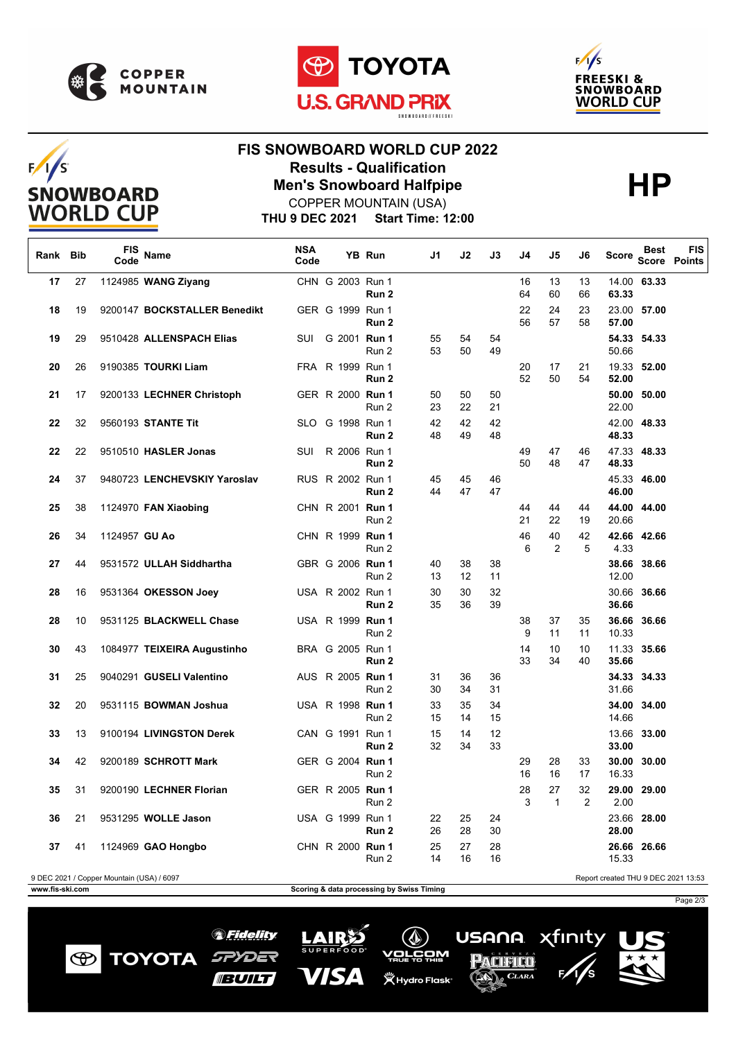# FIS SNOWBOARD WORLD CUP 2022

## Results - Qualification

## Men's Snowboard Halfpipe

**HP**

COPPER MOUNTAIN (USA)

**THU 9 DEC 2021 Start Time: 12:00**

| Rank | Bib | FIS Code | Name | NSA Code | | YB | Run | J1 | J2 | J3 | J4 | J5 | J6 | Score | Best Score | FIS Points |
|---|---|---|---|---|---|---|---|---|---|---|---|---|---|---|---|---|
| 17 | 27 | 1124985 | **WANG Ziyang** | CHN | G | 2003 | Run 1 | | | | 16 | 13 | 13 | 14.00 | **63.33** | |
| | | | | | | | **Run 2** | | | | 64 | 60 | 66 | **63.33** | | |
| 18 | 19 | 9200147 | **BOCKSTALLER Benedikt** | GER | G | 1999 | Run 1 | | | | 22 | 24 | 23 | 23.00 | **57.00** | |
| | | | | | | | **Run 2** | | | | 56 | 57 | 58 | **57.00** | | |
| 19 | 29 | 9510428 | **ALLENSPACH Elias** | SUI | G | 2001 | **Run 1** | 55 | 54 | 54 | | | | **54.33** | **54.33** | |
| | | | | | | | Run 2 | 53 | 50 | 49 | | | | 50.66 | | |
| 20 | 26 | 9190385 | **TOURKI Liam** | FRA | R | 1999 | Run 1 | | | | 20 | 17 | 21 | 19.33 | **52.00** | |
| | | | | | | | **Run 2** | | | | 52 | 50 | 54 | **52.00** | | |
| 21 | 17 | 9200133 | **LECHNER Christoph** | GER | R | 2000 | **Run 1** | 50 | 50 | 50 | | | | **50.00** | **50.00** | |
| | | | | | | | Run 2 | 23 | 22 | 21 | | | | 22.00 | | |
| 22 | 32 | 9560193 | **STANTE Tit** | SLO | G | 1998 | Run 1 | 42 | 42 | 42 | | | | 42.00 | **48.33** | |
| | | | | | | | **Run 2** | 48 | 49 | 48 | | | | **48.33** | | |
| 22 | 22 | 9510510 | **HASLER Jonas** | SUI | R | 2006 | Run 1 | | | | 49 | 47 | 46 | 47.33 | **48.33** | |
| | | | | | | | **Run 2** | | | | 50 | 48 | 47 | **48.33** | | |
| 24 | 37 | 9480723 | **LENCHEVSKIY Yaroslav** | RUS | R | 2002 | Run 1 | 45 | 45 | 46 | | | | 45.33 | **46.00** | |
| | | | | | | | **Run 2** | 44 | 47 | 47 | | | | **46.00** | | |
| 25 | 38 | 1124970 | **FAN Xiaobing** | CHN | R | 2001 | **Run 1** | | | | 44 | 44 | 44 | **44.00** | **44.00** | |
| | | | | | | | Run 2 | | | | 21 | 22 | 19 | 20.66 | | |
| 26 | 34 | 1124957 | **GU Ao** | CHN | R | 1999 | **Run 1** | | | | 46 | 40 | 42 | **42.66** | **42.66** | |
| | | | | | | | Run 2 | | | | 6 | 2 | 5 | 4.33 | | |
| 27 | 44 | 9531572 | **ULLAH Siddhartha** | GBR | G | 2006 | **Run 1** | 40 | 38 | 38 | | | | **38.66** | **38.66** | |
| | | | | | | | Run 2 | 13 | 12 | 11 | | | | 12.00 | | |
| 28 | 16 | 9531364 | **OKESSON Joey** | USA | R | 2002 | Run 1 | 30 | 30 | 32 | | | | 30.66 | **36.66** | |
| | | | | | | | **Run 2** | 35 | 36 | 39 | | | | **36.66** | | |
| 28 | 10 | 9531125 | **BLACKWELL Chase** | USA | R | 1999 | **Run 1** | | | | 38 | 37 | 35 | **36.66** | **36.66** | |
| | | | | | | | Run 2 | | | | 9 | 11 | 11 | 10.33 | | |
| 30 | 43 | 1084977 | **TEIXEIRA Augustinho** | BRA | G | 2005 | Run 1 | | | | 14 | 10 | 10 | 11.33 | **35.66** | |
| | | | | | | | **Run 2** | | | | 33 | 34 | 40 | **35.66** | | |
| 31 | 25 | 9040291 | **GUSELI Valentino** | AUS | R | 2005 | **Run 1** | 31 | 36 | 36 | | | | **34.33** | **34.33** | |
| | | | | | | | Run 2 | 30 | 34 | 31 | | | | 31.66 | | |
| 32 | 20 | 9531115 | **BOWMAN Joshua** | USA | R | 1998 | **Run 1** | 33 | 35 | 34 | | | | **34.00** | **34.00** | |
| | | | | | | | Run 2 | 15 | 14 | 15 | | | | 14.66 | | |
| 33 | 13 | 9100194 | **LIVINGSTON Derek** | CAN | G | 1991 | Run 1 | 15 | 14 | 12 | | | | 13.66 | **33.00** | |
| | | | | | | | **Run 2** | 32 | 34 | 33 | | | | **33.00** | | |
| 34 | 42 | 9200189 | **SCHROTT Mark** | GER | G | 2004 | **Run 1** | | | | 29 | 28 | 33 | **30.00** | **30.00** | |
| | | | | | | | Run 2 | | | | 16 | 16 | 17 | 16.33 | | |
| 35 | 31 | 9200190 | **LECHNER Florian** | GER | R | 2005 | **Run 1** | | | | 28 | 27 | 32 | **29.00** | **29.00** | |
| | | | | | | | Run 2 | | | | 3 | 1 | 2 | 2.00 | | |
| 36 | 21 | 9531295 | **WOLLE Jason** | USA | G | 1999 | Run 1 | 22 | 25 | 24 | | | | 23.66 | **28.00** | |
| | | | | | | | **Run 2** | 26 | 28 | 30 | | | | **28.00** | | |
| 37 | 41 | 1124969 | **GAO Hongbo** | CHN | R | 2000 | **Run 1** | 25 | 27 | 28 | | | | **26.66** | **26.66** | |
| | | | | | | | Run 2 | 14 | 16 | 16 | | | | 15.33 | | |

9 DEC 2021 / Copper Mountain (USA) / 6097

Report created THU 9 DEC 2021 13:53

www.fis-ski.com

Scoring & data processing by Swiss Timing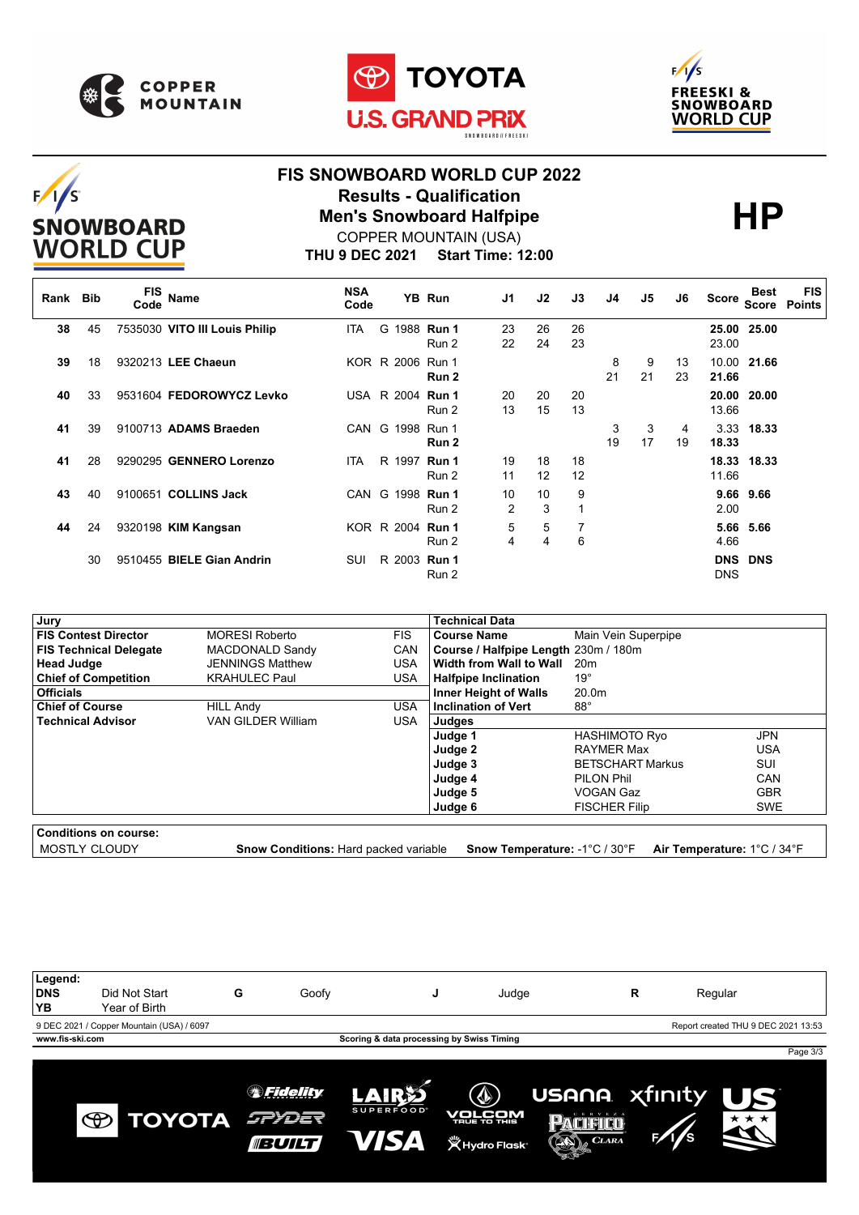# FIS SNOWBOARD WORLD CUP 2022

## Results - Qualification

## Men's Snowboard Halfpipe

**HP**

COPPER MOUNTAIN (USA)

**THU 9 DEC 2021 Start Time: 12:00**

| Rank | Bib | FIS Code | Name | NSA Code | | YB | Run | J1 | J2 | J3 | J4 | J5 | J6 | Score | Best Score | FIS Points |
|---|---|---|---|---|---|---|---|---|---|---|---|---|---|---|---|---|
| 38 | 45 | 7535030 | **VITO III Louis Philip** | ITA | G | 1988 | **Run 1** | 23 | 26 | 26 | | | | **25.00** | **25.00** | |
| | | | | | | | Run 2 | 22 | 24 | 23 | | | | 23.00 | | |
| 39 | 18 | 9320213 | **LEE Chaeun** | KOR | R | 2006 | Run 1 | | | | 8 | 9 | 13 | 10.00 | **21.66** | |
| | | | | | | | **Run 2** | | | | 21 | 21 | 23 | **21.66** | | |
| 40 | 33 | 9531604 | **FEDOROWYCZ Levko** | USA | R | 2004 | **Run 1** | 20 | 20 | 20 | | | | **20.00** | **20.00** | |
| | | | | | | | Run 2 | 13 | 15 | 13 | | | | 13.66 | | |
| 41 | 39 | 9100713 | **ADAMS Braeden** | CAN | G | 1998 | Run 1 | | | | 3 | 3 | 4 | 3.33 | **18.33** | |
| | | | | | | | **Run 2** | | | | 19 | 17 | 19 | **18.33** | | |
| 41 | 28 | 9290295 | **GENNERO Lorenzo** | ITA | R | 1997 | **Run 1** | 19 | 18 | 18 | | | | **18.33** | **18.33** | |
| | | | | | | | Run 2 | 11 | 12 | 12 | | | | 11.66 | | |
| 43 | 40 | 9100651 | **COLLINS Jack** | CAN | G | 1998 | **Run 1** | 10 | 10 | 9 | | | | **9.66** | **9.66** | |
| | | | | | | | Run 2 | 2 | 3 | 1 | | | | 2.00 | | |
| 44 | 24 | 9320198 | **KIM Kangsan** | KOR | R | 2004 | **Run 1** | 5 | 5 | 7 | | | | **5.66** | **5.66** | |
| | | | | | | | Run 2 | 4 | 4 | 6 | | | | 4.66 | | |
| | 30 | 9510455 | **BIELE Gian Andrin** | SUI | R | 2003 | **Run 1** | | | | | | | **DNS** | **DNS** | |
| | | | | | | | Run 2 | | | | | | | DNS | | |

| Jury | | |
|---|---|---|
| **FIS Contest Director** | MORESI Roberto | FIS |
| **FIS Technical Delegate** | MACDONALD Sandy | CAN |
| **Head Judge** | JENNINGS Matthew | USA |
| **Chief of Competition** | KRAHULEC Paul | USA |
| **Officials** | | |
| **Chief of Course** | HILL Andy | USA |
| **Technical Advisor** | VAN GILDER William | USA |

| Technical Data | |
|---|---|
| **Course Name** | Main Vein Superpipe |
| **Course / Halfpipe Length** | 230m / 180m |
| **Width from Wall to Wall** | 20m |
| **Halfpipe Inclination** | 19° |
| **Inner Height of Walls** | 20.0m |
| **Inclination of Vert** | 88° |

| Judges | | |
|---|---|---|
| **Judge 1** | HASHIMOTO Ryo | JPN |
| **Judge 2** | RAYMER Max | USA |
| **Judge 3** | BETSCHART Markus | SUI |
| **Judge 4** | PILON Phil | CAN |
| **Judge 5** | VOGAN Gaz | GBR |
| **Judge 6** | FISCHER Filip | SWE |

**Conditions on course:**
MOSTLY CLOUDY **Snow Conditions:** Hard packed variable **Snow Temperature:** -1°C / 30°F **Air Temperature:** 1°C / 34°F

**Legend:**

| | | | | | | | |
|---|---|---|---|---|---|---|---|
| **DNS** | Did Not Start | **G** | Goofy | **J** | Judge | **R** | Regular |
| **YB** | Year of Birth | | | | | | |

9 DEC 2021 / Copper Mountain (USA) / 6097 — Report created THU 9 DEC 2021 13:53

www.fis-ski.com — Scoring & data processing by Swiss Timing